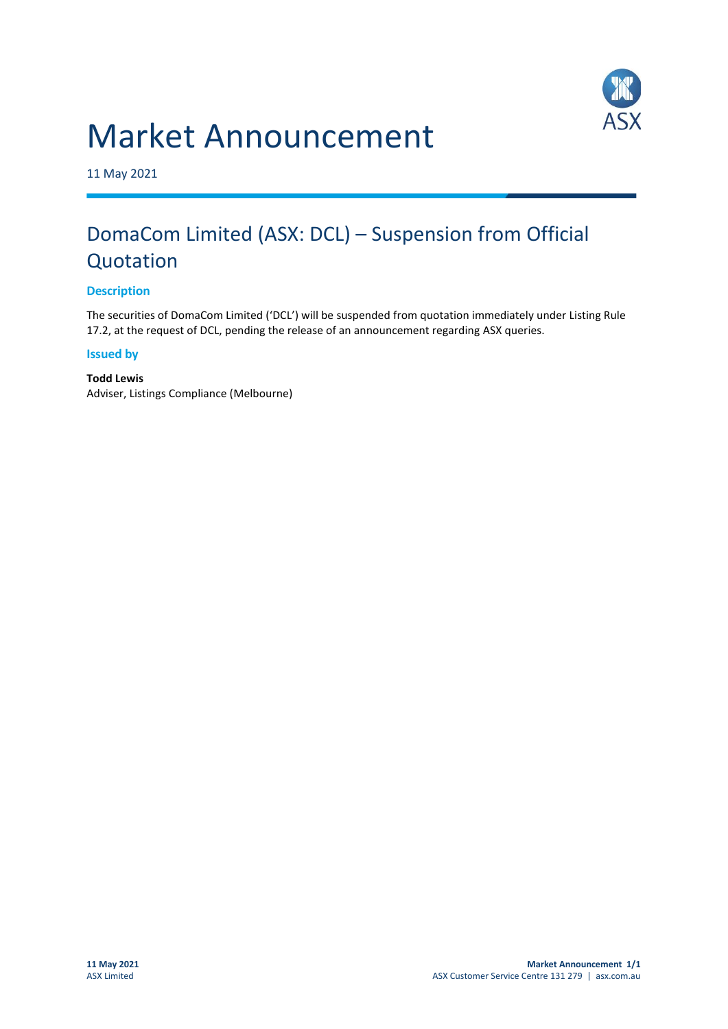# Market Announcement

11 May 2021

## DomaCom Limited (ASX: DCL) – Suspension from Official Quotation

### Description

The securities of DomaCom Limited ('DCL') will be suspended from quotation immediately under Listing Rule 17.2, at the request of DCL, pending the release of an announcement regarding ASX queries.

### Issued by

**Todd Lewis**
Adviser, Listings Compliance (Melbourne)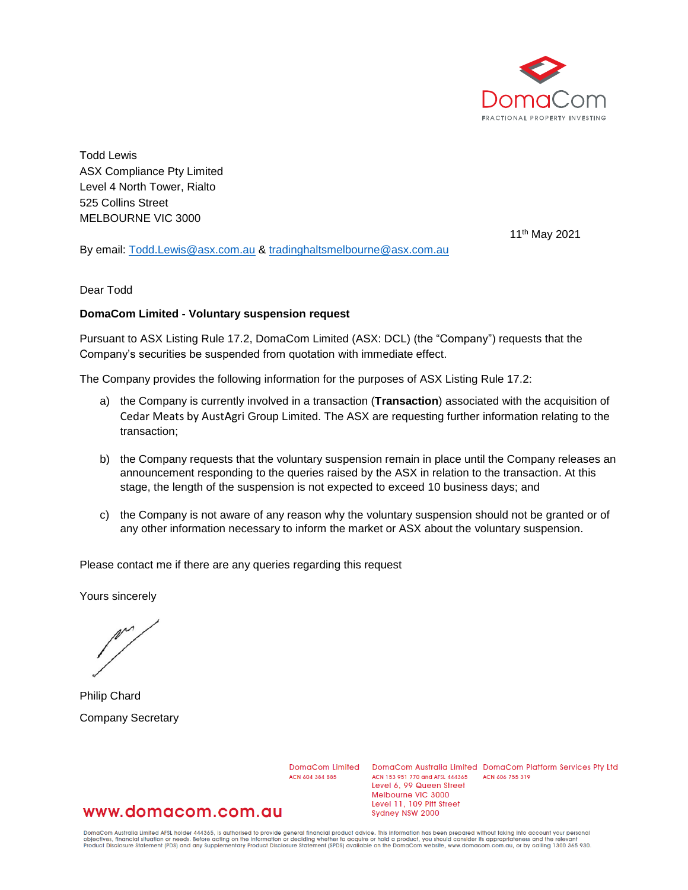DomaCom

FRACTIONAL PROPERTY INVESTING

Todd Lewis
ASX Compliance Pty Limited
Level 4 North Tower, Rialto
525 Collins Street
MELBOURNE VIC 3000

11th May 2021

By email: Todd.Lewis@asx.com.au & tradinghaltsmelbourne@asx.com.au

Dear Todd

**DomaCom Limited - Voluntary suspension request**

Pursuant to ASX Listing Rule 17.2, DomaCom Limited (ASX: DCL) (the "Company") requests that the Company's securities be suspended from quotation with immediate effect.

The Company provides the following information for the purposes of ASX Listing Rule 17.2:

a) the Company is currently involved in a transaction (**Transaction**) associated with the acquisition of Cedar Meats by AustAgri Group Limited. The ASX are requesting further information relating to the transaction;

b) the Company requests that the voluntary suspension remain in place until the Company releases an announcement responding to the queries raised by the ASX in relation to the transaction. At this stage, the length of the suspension is not expected to exceed 10 business days; and

c) the Company is not aware of any reason why the voluntary suspension should not be granted or of any other information necessary to inform the market or ASX about the voluntary suspension.

Please contact me if there are any queries regarding this request

Yours sincerely

Philip Chard
Company Secretary

DomaCom Limited
ACN 604 384 885

DomaCom Australia Limited
ACN 153 951 770 and AFSL 444365
Level 6, 99 Queen Street
Melbourne VIC 3000
Level 11, 109 Pitt Street
Sydney NSW 2000

DomaCom Platform Services Pty Ltd
ACN 606 755 319

www.domacom.com.au

DomaCom Australia Limited AFSL holder 444365, is authorised to provide general financial product advice. This information has been prepared without taking into account your personal objectives, financial situation or needs. Before acting on the information or deciding whether to acquire or hold a product, you should consider its appropriateness and the relevant Product Disclosure Statement (PDS) and any Supplementary Product Disclosure Statement (SPDS) available on the DomaCom website, www.domacom.com.au, or by calling 1300 365 930.